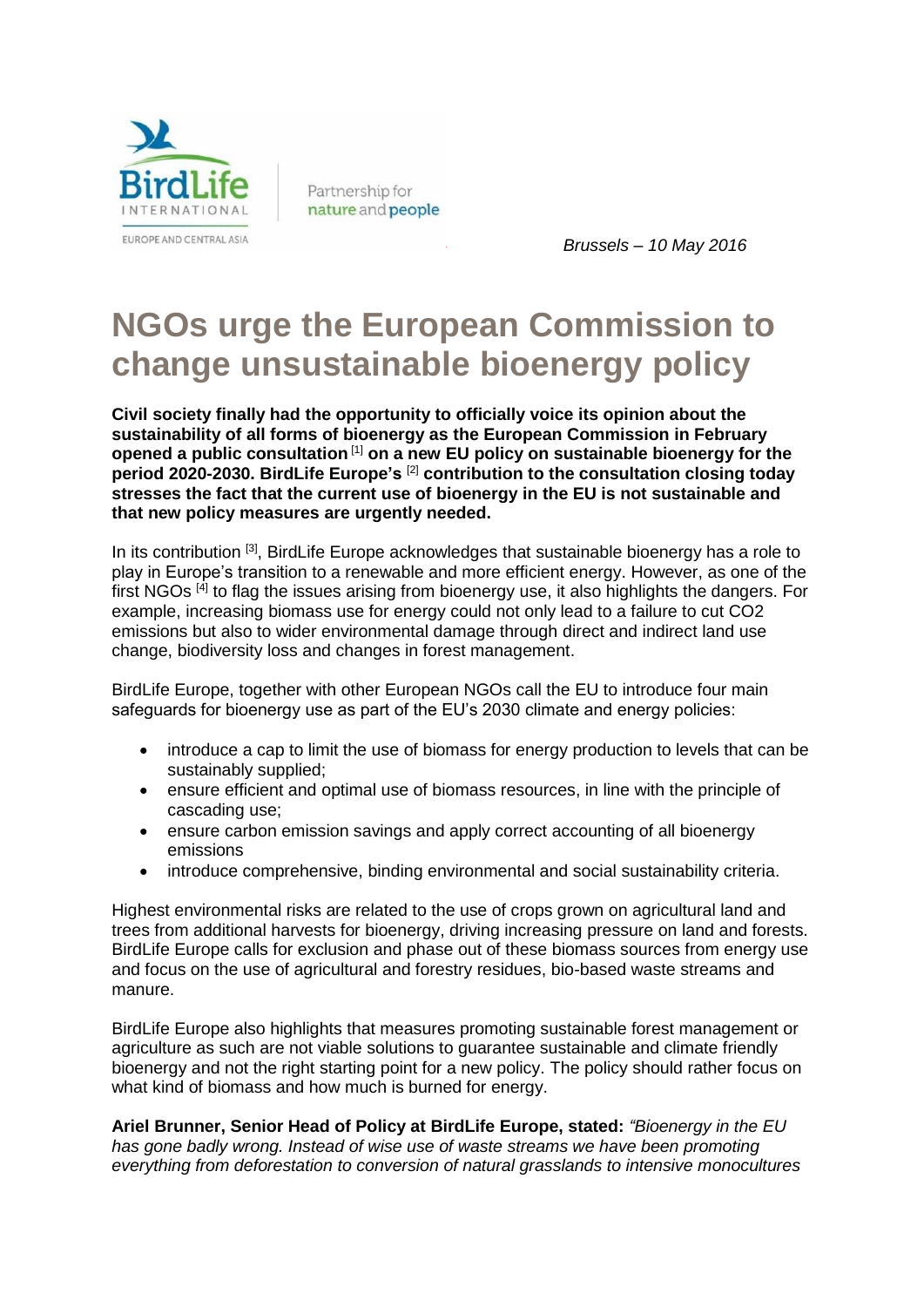BirdLife INTERNATIONAL

EUROPE AND CENTRAL ASIA

Partnership for nature and people

*Brussels – 10 May 2016*

# NGOs urge the European Commission to change unsustainable bioenergy policy

**Civil society finally had the opportunity to officially voice its opinion about the sustainability of all forms of bioenergy as the European Commission in February opened a public consultation [1] on a new EU policy on sustainable bioenergy for the period 2020-2030. BirdLife Europe's [2] contribution to the consultation closing today stresses the fact that the current use of bioenergy in the EU is not sustainable and that new policy measures are urgently needed.**

In its contribution [3], BirdLife Europe acknowledges that sustainable bioenergy has a role to play in Europe's transition to a renewable and more efficient energy. However, as one of the first NGOs [4] to flag the issues arising from bioenergy use, it also highlights the dangers. For example, increasing biomass use for energy could not only lead to a failure to cut $CO_2$ emissions but also to wider environmental damage through direct and indirect land use change, biodiversity loss and changes in forest management.

BirdLife Europe, together with other European NGOs call the EU to introduce four main safeguards for bioenergy use as part of the EU's 2030 climate and energy policies:

- introduce a cap to limit the use of biomass for energy production to levels that can be sustainably supplied;
- ensure efficient and optimal use of biomass resources, in line with the principle of cascading use;
- ensure carbon emission savings and apply correct accounting of all bioenergy emissions
- introduce comprehensive, binding environmental and social sustainability criteria.

Highest environmental risks are related to the use of crops grown on agricultural land and trees from additional harvests for bioenergy, driving increasing pressure on land and forests. BirdLife Europe calls for exclusion and phase out of these biomass sources from energy use and focus on the use of agricultural and forestry residues, bio-based waste streams and manure.

BirdLife Europe also highlights that measures promoting sustainable forest management or agriculture as such are not viable solutions to guarantee sustainable and climate friendly bioenergy and not the right starting point for a new policy. The policy should rather focus on what kind of biomass and how much is burned for energy.

**Ariel Brunner, Senior Head of Policy at BirdLife Europe, stated:** *"Bioenergy in the EU has gone badly wrong. Instead of wise use of waste streams we have been promoting everything from deforestation to conversion of natural grasslands to intensive monocultures*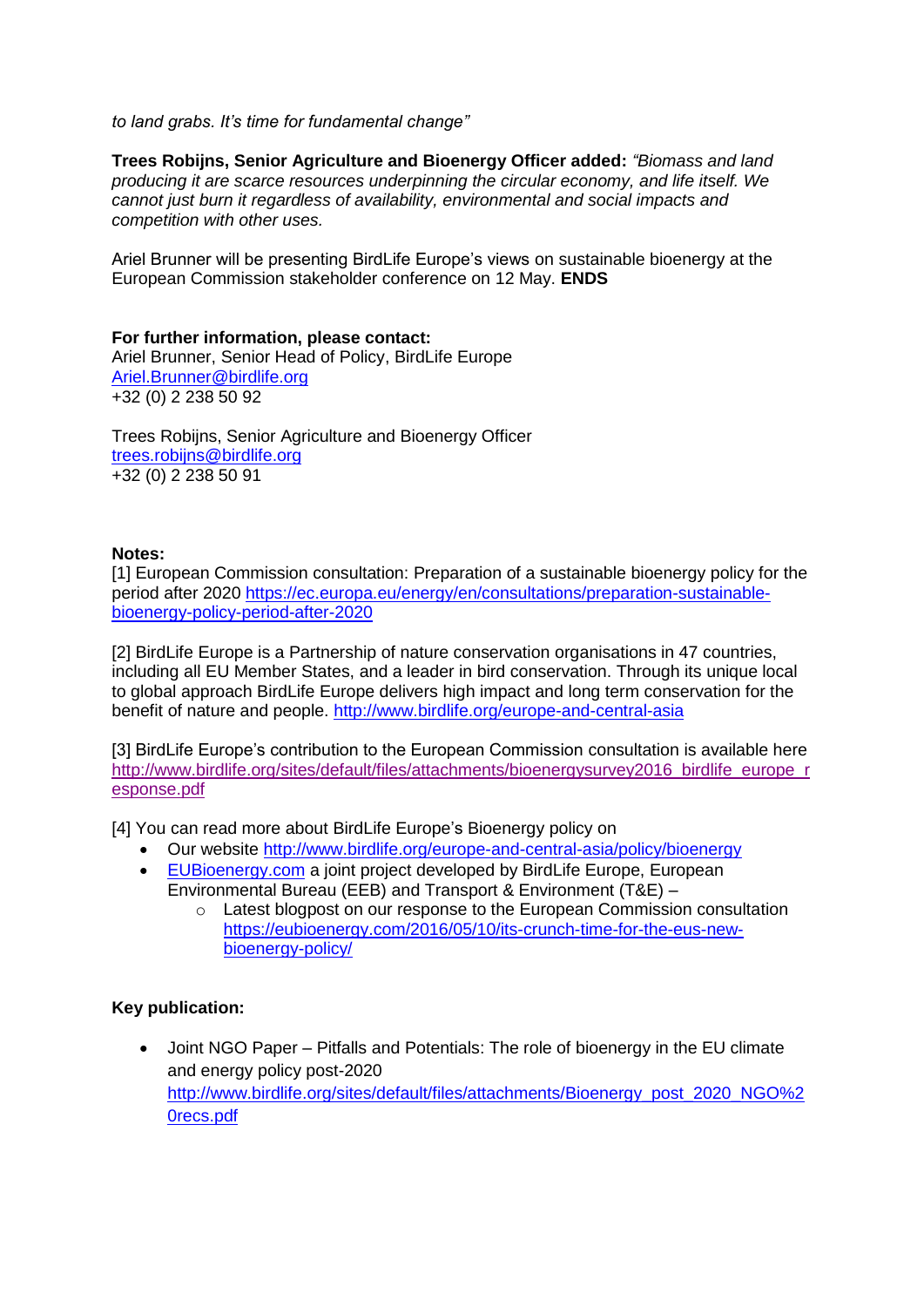*to land grabs. It's time for fundamental change"*

**Trees Robijns, Senior Agriculture and Bioenergy Officer added:** *"Biomass and land producing it are scarce resources underpinning the circular economy, and life itself. We cannot just burn it regardless of availability, environmental and social impacts and competition with other uses.*

Ariel Brunner will be presenting BirdLife Europe's views on sustainable bioenergy at the European Commission stakeholder conference on 12 May. **ENDS**

**For further information, please contact:**
Ariel Brunner, Senior Head of Policy, BirdLife Europe
Ariel.Brunner@birdlife.org
+32 (0) 2 238 50 92

Trees Robijns, Senior Agriculture and Bioenergy Officer
trees.robijns@birdlife.org
+32 (0) 2 238 50 91

**Notes:**
[1] European Commission consultation: Preparation of a sustainable bioenergy policy for the period after 2020 https://ec.europa.eu/energy/en/consultations/preparation-sustainable-bioenergy-policy-period-after-2020

[2] BirdLife Europe is a Partnership of nature conservation organisations in 47 countries, including all EU Member States, and a leader in bird conservation. Through its unique local to global approach BirdLife Europe delivers high impact and long term conservation for the benefit of nature and people. http://www.birdlife.org/europe-and-central-asia

[3] BirdLife Europe's contribution to the European Commission consultation is available here http://www.birdlife.org/sites/default/files/attachments/bioenergysurvey2016_birdlife_europe_response.pdf

[4] You can read more about BirdLife Europe's Bioenergy policy on

- Our website http://www.birdlife.org/europe-and-central-asia/policy/bioenergy
- EUBioenergy.com a joint project developed by BirdLife Europe, European Environmental Bureau (EEB) and Transport & Environment (T&E) –
  - Latest blogpost on our response to the European Commission consultation https://eubioenergy.com/2016/05/10/its-crunch-time-for-the-eus-new-bioenergy-policy/

**Key publication:**

- Joint NGO Paper – Pitfalls and Potentials: The role of bioenergy in the EU climate and energy policy post-2020 http://www.birdlife.org/sites/default/files/attachments/Bioenergy_post_2020_NGO%20recs.pdf